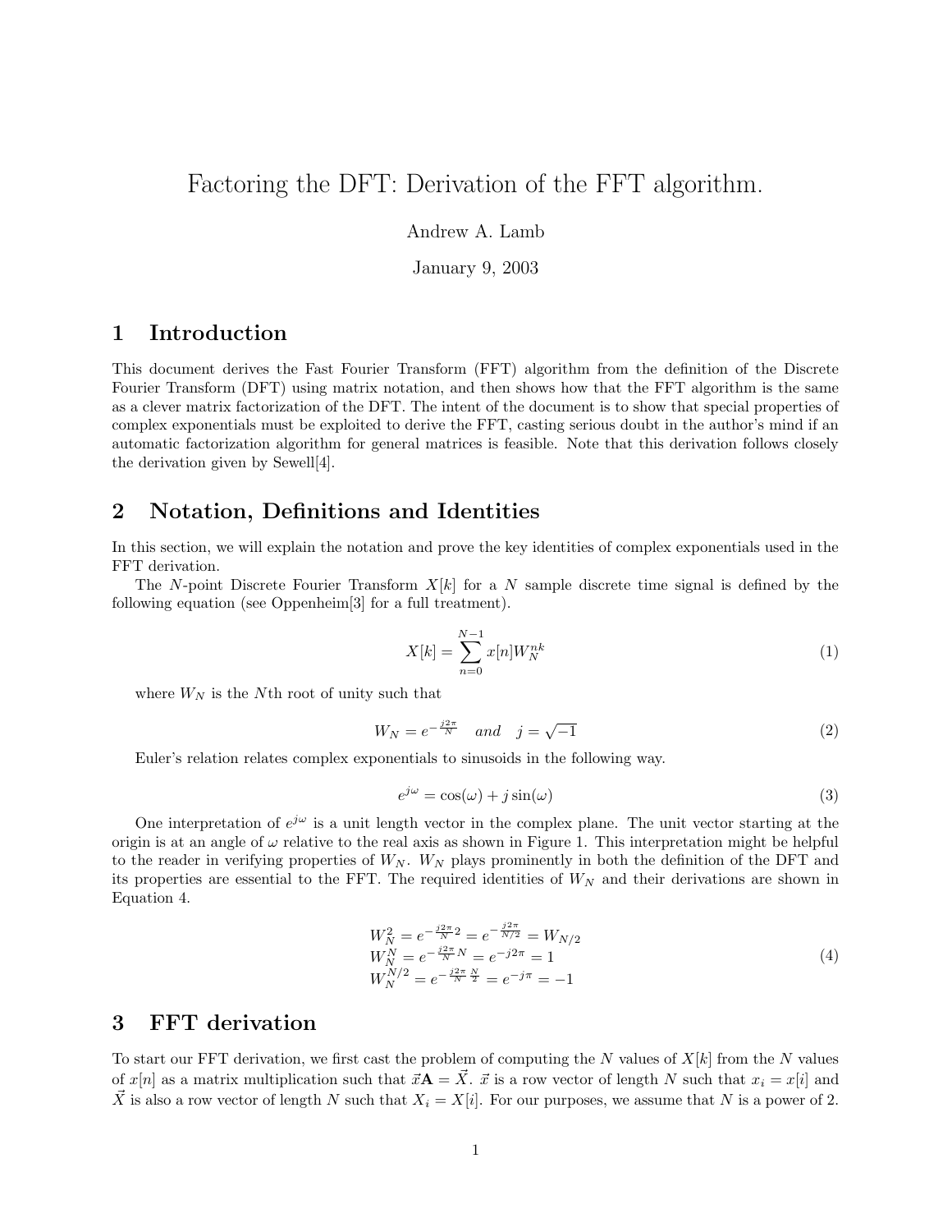# Factoring the DFT: Derivation of the FFT algorithm.

Andrew A. Lamb

January 9, 2003

## 1 Introduction

This document derives the Fast Fourier Transform (FFT) algorithm from the definition of the Discrete Fourier Transform (DFT) using matrix notation, and then shows how that the FFT algorithm is the same as a clever matrix factorization of the DFT. The intent of the document is to show that special properties of complex exponentials must be exploited to derive the FFT, casting serious doubt in the author's mind if an automatic factorization algorithm for general matrices is feasible. Note that this derivation follows closely the derivation given by Sewell[4].

## 2 Notation, Definitions and Identities

In this section, we will explain the notation and prove the key identities of complex exponentials used in the FFT derivation.

The $N$-point Discrete Fourier Transform $X[k]$ for a $N$ sample discrete time signal is defined by the following equation (see Oppenheim[3] for a full treatment).

$$X[k] = \sum_{n=0}^{N-1} x[n] W_N^{nk} \tag{1}$$

where $W_N$ is the $N$th root of unity such that

$$W_N = e^{-\frac{j2\pi}{N}} \quad and \quad j = \sqrt{-1} \tag{2}$$

Euler's relation relates complex exponentials to sinusoids in the following way.

$$e^{j\omega} = \cos(\omega) + j\sin(\omega) \tag{3}$$

One interpretation of $e^{j\omega}$ is a unit length vector in the complex plane. The unit vector starting at the origin is at an angle of $\omega$ relative to the real axis as shown in Figure 1. This interpretation might be helpful to the reader in verifying properties of $W_N$. $W_N$ plays prominently in both the definition of the DFT and its properties are essential to the FFT. The required identities of $W_N$ and their derivations are shown in Equation 4.

$$\begin{aligned}
W_N^2 &= e^{-\frac{j2\pi}{N}2} = e^{-\frac{j2\pi}{N/2}} = W_{N/2} \\
W_N^N &= e^{-\frac{j2\pi}{N}N} = e^{-j2\pi} = 1 \\
W_N^{N/2} &= e^{-\frac{j2\pi}{N}\frac{N}{2}} = e^{-j\pi} = -1
\end{aligned} \tag{4}$$

## 3 FFT derivation

To start our FFT derivation, we first cast the problem of computing the $N$ values of $X[k]$ from the $N$ values of $x[n]$ as a matrix multiplication such that $\vec{x}\mathbf{A} = \vec{X}$. $\vec{x}$ is a row vector of length $N$ such that $x_i = x[i]$ and $\vec{X}$ is also a row vector of length $N$ such that $X_i = X[i]$. For our purposes, we assume that $N$ is a power of 2.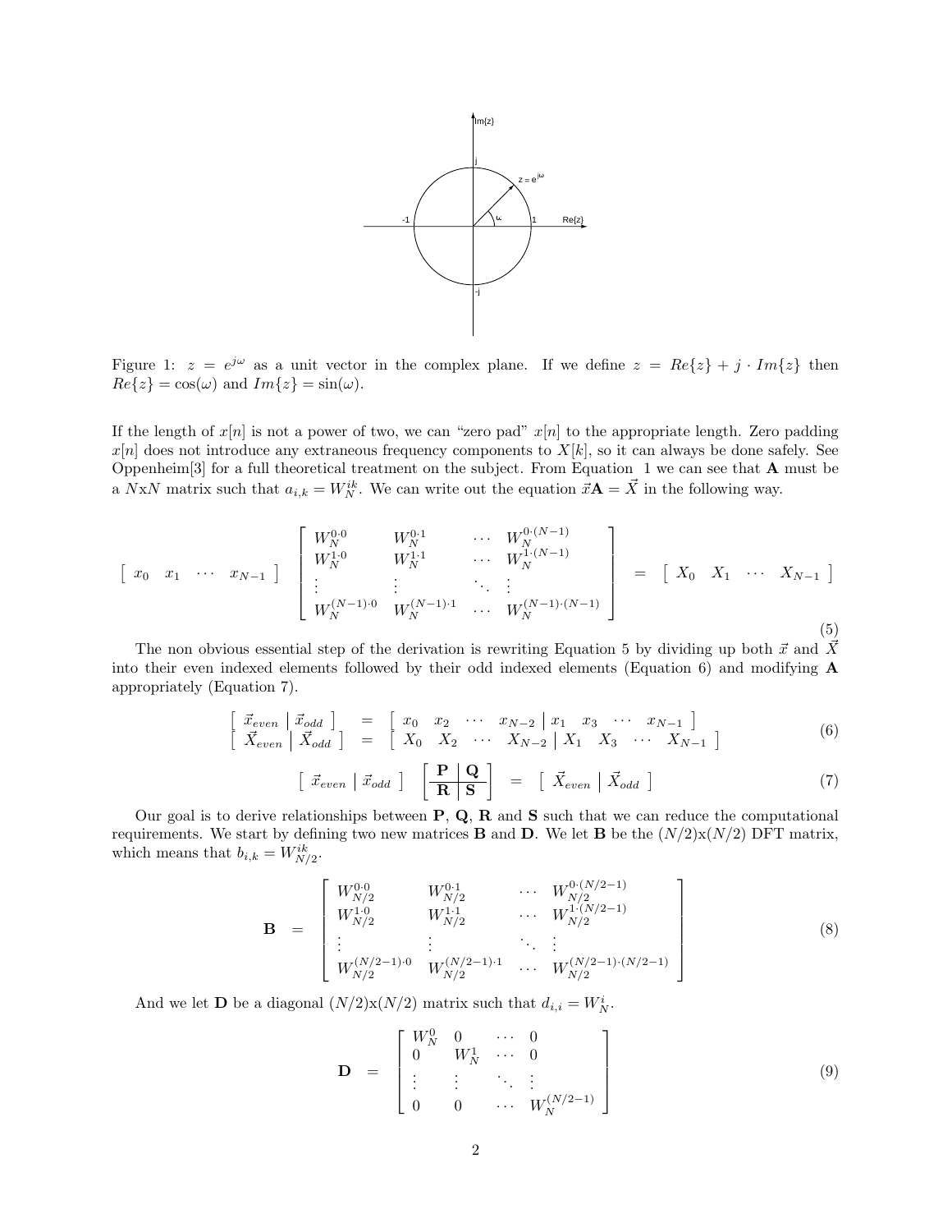Figure 1: $z = e^{j\omega}$ as a unit vector in the complex plane. If we define $z = Re\{z\} + j \cdot Im\{z\}$ then $Re\{z\} = \cos(\omega)$ and $Im\{z\} = \sin(\omega)$.

If the length of $x[n]$ is not a power of two, we can "zero pad" $x[n]$ to the appropriate length. Zero padding $x[n]$ does not introduce any extraneous frequency components to $X[k]$, so it can always be done safely. See Oppenheim[3] for a full theoretical treatment on the subject. From Equation 1 we can see that $\mathbf{A}$ must be a $N$x$N$ matrix such that $a_{i,k} = W_N^{ik}$. We can write out the equation $\vec{x}\mathbf{A} = \vec{X}$ in the following way.

$$\begin{bmatrix} x_0 & x_1 & \cdots & x_{N-1} \end{bmatrix} \begin{bmatrix} W_N^{0\cdot 0} & W_N^{0\cdot 1} & \cdots & W_N^{0\cdot(N-1)} \\ W_N^{1\cdot 0} & W_N^{1\cdot 1} & \cdots & W_N^{1\cdot(N-1)} \\ \vdots & \vdots & \ddots & \vdots \\ W_N^{(N-1)\cdot 0} & W_N^{(N-1)\cdot 1} & \cdots & W_N^{(N-1)\cdot(N-1)} \end{bmatrix} = \begin{bmatrix} X_0 & X_1 & \cdots & X_{N-1} \end{bmatrix} \tag{5}$$

The non obvious essential step of the derivation is rewriting Equation 5 by dividing up both $\vec{x}$ and $\vec{X}$ into their even indexed elements followed by their odd indexed elements (Equation 6) and modifying $\mathbf{A}$ appropriately (Equation 7).

$$\begin{aligned} \left[ \begin{array}{c|c} \vec{x}_{even} & \vec{x}_{odd} \end{array} \right] &= \left[ \begin{array}{cccc|cccc} x_0 & x_2 & \cdots & x_{N-2} & x_1 & x_3 & \cdots & x_{N-1} \end{array} \right] \\ \left[ \begin{array}{c|c} \vec{X}_{even} & \vec{X}_{odd} \end{array} \right] &= \left[ \begin{array}{cccc|cccc} X_0 & X_2 & \cdots & X_{N-2} & X_1 & X_3 & \cdots & X_{N-1} \end{array} \right] \end{aligned} \tag{6}$$

$$\left[ \begin{array}{c|c} \vec{x}_{even} & \vec{x}_{odd} \end{array} \right] \left[ \begin{array}{c|c} \mathbf{P} & \mathbf{Q} \\ \hline \mathbf{R} & \mathbf{S} \end{array} \right] = \left[ \begin{array}{c|c} \vec{X}_{even} & \vec{X}_{odd} \end{array} \right] \tag{7}$$

Our goal is to derive relationships between $\mathbf{P}$, $\mathbf{Q}$, $\mathbf{R}$ and $\mathbf{S}$ such that we can reduce the computational requirements. We start by defining two new matrices $\mathbf{B}$ and $\mathbf{D}$. We let $\mathbf{B}$ be the $(N/2)$x$(N/2)$ DFT matrix, which means that $b_{i,k} = W_{N/2}^{ik}$.

$$\mathbf{B} = \begin{bmatrix} W_{N/2}^{0\cdot 0} & W_{N/2}^{0\cdot 1} & \cdots & W_{N/2}^{0\cdot(N/2-1)} \\ W_{N/2}^{1\cdot 0} & W_{N/2}^{1\cdot 1} & \cdots & W_{N/2}^{1\cdot(N/2-1)} \\ \vdots & \vdots & \ddots & \vdots \\ W_{N/2}^{(N/2-1)\cdot 0} & W_{N/2}^{(N/2-1)\cdot 1} & \cdots & W_{N/2}^{(N/2-1)\cdot(N/2-1)} \end{bmatrix} \tag{8}$$

And we let $\mathbf{D}$ be a diagonal $(N/2)$x$(N/2)$ matrix such that $d_{i,i} = W_N^i$.

$$\mathbf{D} = \begin{bmatrix} W_N^0 & 0 & \cdots & 0 \\ 0 & W_N^1 & \cdots & 0 \\ \vdots & \vdots & \ddots & \vdots \\ 0 & 0 & \cdots & W_N^{(N/2-1)} \end{bmatrix} \tag{9}$$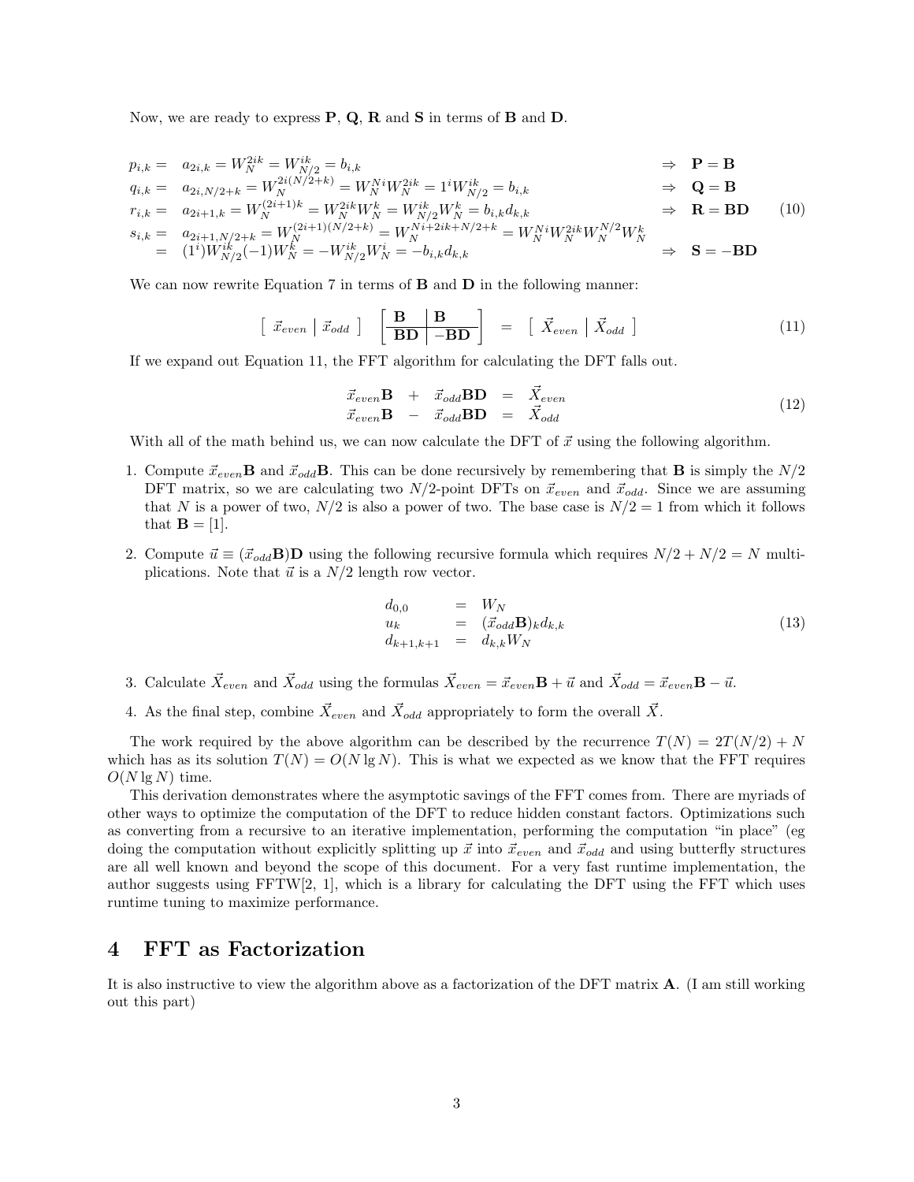Now, we are ready to express $\mathbf{P}$, $\mathbf{Q}$, $\mathbf{R}$ and $\mathbf{S}$ in terms of $\mathbf{B}$ and $\mathbf{D}$.

$$
\begin{aligned}
p_{i,k} &= \; a_{2i,k} = W_N^{2ik} = W_{N/2}^{ik} = b_{i,k} && \Rightarrow \; \mathbf{P} = \mathbf{B} \\
q_{i,k} &= \; a_{2i,N/2+k} = W_N^{2i(N/2+k)} = W_N^{Ni} W_N^{2ik} = 1^i W_{N/2}^{ik} = b_{i,k} && \Rightarrow \; \mathbf{Q} = \mathbf{B} \\
r_{i,k} &= \; a_{2i+1,k} = W_N^{(2i+1)k} = W_N^{2ik} W_N^{k} = W_{N/2}^{ik} W_N^{k} = b_{i,k} d_{k,k} && \Rightarrow \; \mathbf{R} = \mathbf{BD} \\
s_{i,k} &= \; a_{2i+1,N/2+k} = W_N^{(2i+1)(N/2+k)} = W_N^{Ni+2ik+N/2+k} = W_N^{Ni} W_N^{2ik} W_N^{N/2} W_N^{k} \\
&= \; (1^i) W_{N/2}^{ik} (-1) W_N^{k} = -W_{N/2}^{ik} W_N^{i} = -b_{i,k} d_{k,k} && \Rightarrow \; \mathbf{S} = -\mathbf{BD}
\end{aligned}
\tag{10}
$$

We can now rewrite Equation 7 in terms of $\mathbf{B}$ and $\mathbf{D}$ in the following manner:

$$
\left[ \; \vec{x}_{even} \; \middle| \; \vec{x}_{odd} \; \right] \left[ \begin{array}{c|c} \mathbf{B} & \mathbf{B} \\ \hline \mathbf{BD} & -\mathbf{BD} \end{array} \right] = \left[ \; \vec{X}_{even} \; \middle| \; \vec{X}_{odd} \; \right] \tag{11}
$$

If we expand out Equation 11, the FFT algorithm for calculating the DFT falls out.

$$
\begin{aligned}
\vec{x}_{even}\mathbf{B} \; + \; \vec{x}_{odd}\mathbf{BD} &= \vec{X}_{even} \\
\vec{x}_{even}\mathbf{B} \; - \; \vec{x}_{odd}\mathbf{BD} &= \vec{X}_{odd}
\end{aligned}
\tag{12}
$$

With all of the math behind us, we can now calculate the DFT of $\vec{x}$ using the following algorithm.

1. Compute $\vec{x}_{even}\mathbf{B}$ and $\vec{x}_{odd}\mathbf{B}$. This can be done recursively by remembering that $\mathbf{B}$ is simply the $N/2$ DFT matrix, so we are calculating two $N/2$-point DFTs on $\vec{x}_{even}$ and $\vec{x}_{odd}$. Since we are assuming that $N$ is a power of two, $N/2$ is also a power of two. The base case is $N/2 = 1$ from which it follows that $\mathbf{B} = [1]$.

2. Compute $\vec{u} \equiv (\vec{x}_{odd}\mathbf{B})\mathbf{D}$ using the following recursive formula which requires $N/2 + N/2 = N$ multiplications. Note that $\vec{u}$ is a $N/2$ length row vector.

$$
\begin{aligned}
d_{0,0} &= W_N \\
u_k &= (\vec{x}_{odd}\mathbf{B})_k d_{k,k} \\
d_{k+1,k+1} &= d_{k,k} W_N
\end{aligned}
\tag{13}
$$

3. Calculate $\vec{X}_{even}$ and $\vec{X}_{odd}$ using the formulas $\vec{X}_{even} = \vec{x}_{even}\mathbf{B} + \vec{u}$ and $\vec{X}_{odd} = \vec{x}_{even}\mathbf{B} - \vec{u}$.

4. As the final step, combine $\vec{X}_{even}$ and $\vec{X}_{odd}$ appropriately to form the overall $\vec{X}$.

The work required by the above algorithm can be described by the recurrence $T(N) = 2T(N/2) + N$ which has as its solution $T(N) = O(N \lg N)$. This is what we expected as we know that the FFT requires $O(N \lg N)$ time.

This derivation demonstrates where the asymptotic savings of the FFT comes from. There are myriads of other ways to optimize the computation of the DFT to reduce hidden constant factors. Optimizations such as converting from a recursive to an iterative implementation, performing the computation "in place" (eg doing the computation without explicitly splitting up $\vec{x}$ into $\vec{x}_{even}$ and $\vec{x}_{odd}$ and using butterfly structures are all well known and beyond the scope of this document. For a very fast runtime implementation, the author suggests using FFTW[2, 1], which is a library for calculating the DFT using the FFT which uses runtime tuning to maximize performance.

## 4 FFT as Factorization

It is also instructive to view the algorithm above as a factorization of the DFT matrix $\mathbf{A}$. (I am still working out this part)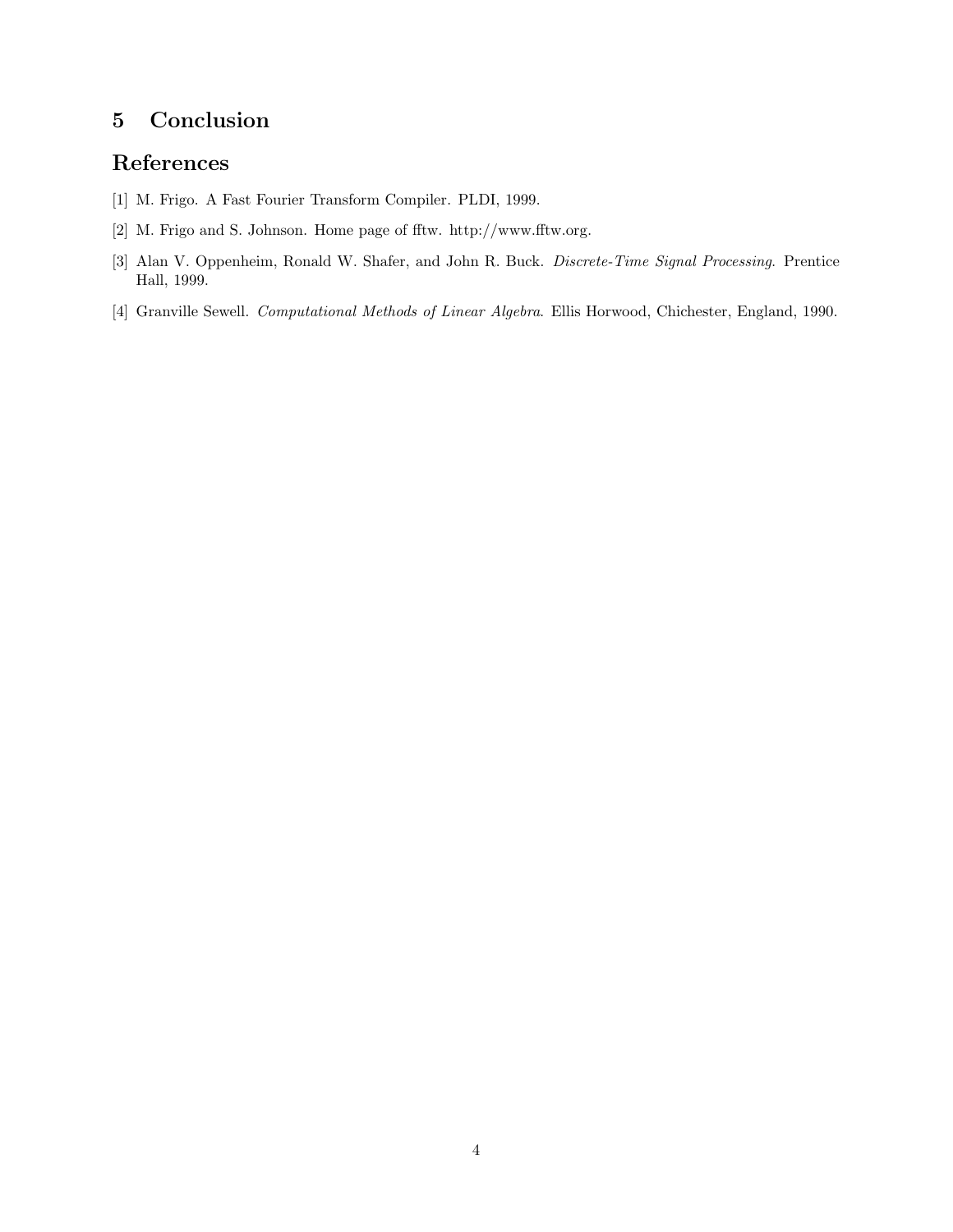## 5 Conclusion

## References

[1] M. Frigo. A Fast Fourier Transform Compiler. PLDI, 1999.

[2] M. Frigo and S. Johnson. Home page of fftw. http://www.fftw.org.

[3] Alan V. Oppenheim, Ronald W. Shafer, and John R. Buck. *Discrete-Time Signal Processing*. Prentice Hall, 1999.

[4] Granville Sewell. *Computational Methods of Linear Algebra*. Ellis Horwood, Chichester, England, 1990.